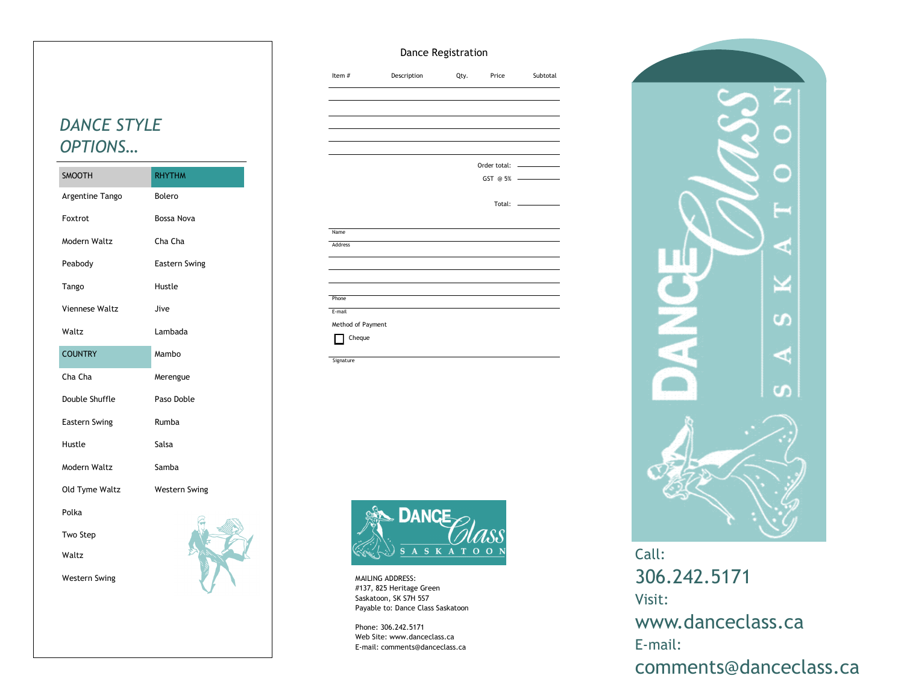## DANCE STYLE OPTIONS…

| SMOOTH | RHYTHM |
|---|---|
| Argentine Tango | Bolero |
| Foxtrot | Bossa Nova |
| Modern Waltz | Cha Cha |
| Peabody | Eastern Swing |
| Tango | Hustle |
| Viennese Waltz | Jive |
| Waltz | Lambada |
| **COUNTRY** | Mambo |
| Cha Cha | Merengue |
| Double Shuffle | Paso Doble |
| Eastern Swing | Rumba |
| Hustle | Salsa |
| Modern Waltz | Samba |
| Old Tyme Waltz | Western Swing |
| Polka | |
| Two Step | |
| Waltz | |
| Western Swing | |

## Dance Registration

| Item # | Description | Qty. | Price | Subtotal |
|---|---|---|---|---|
| | | | | |
| | | | | |
| | | | | |
| | | | | |
| | | | | |

Order total: \_\_\_\_\_\_\_\_

GST @ 5% \_\_\_\_\_\_\_\_

Total: \_\_\_\_\_\_\_\_

Name

Address

Phone

E-mail

Method of Payment

☐ Cheque

Signature

DANCE Class SASKATOON

MAILING ADDRESS:
#137, 825 Heritage Green
Saskatoon, SK S7H 5S7
Payable to: Dance Class Saskatoon

Phone: 306.242.5171
Web Site: www.danceclass.ca
E-mail: comments@danceclass.ca

DANCE Class SASKATOON

Call:
306.242.5171

Visit:
www.danceclass.ca

E-mail:
comments@danceclass.ca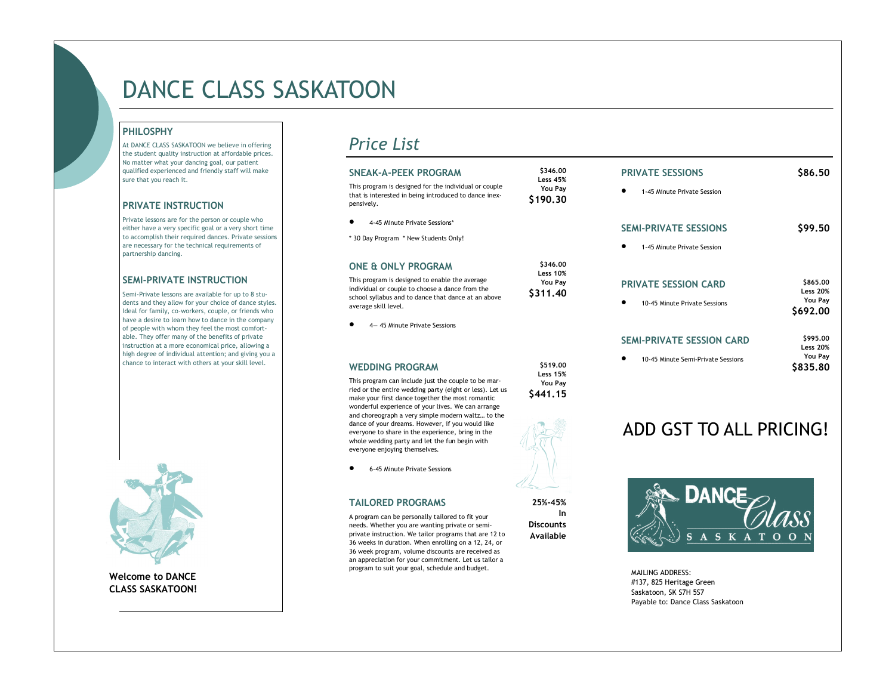# DANCE CLASS SASKATOON

### PHILOSPHY

At DANCE CLASS SASKATOON we believe in offering the student quality instruction at affordable prices. No matter what your dancing goal, our patient qualified experienced and friendly staff will make sure that you reach it.

### PRIVATE INSTRUCTION

Private lessons are for the person or couple who either have a very specific goal or a very short time to accomplish their required dances. Private sessions are necessary for the technical requirements of partnership dancing.

### SEMI-PRIVATE INSTRUCTION

Semi-Private lessons are available for up to 8 students and they allow for your choice of dance styles. Ideal for family, co-workers, couple, or friends who have a desire to learn how to dance in the company of people with whom they feel the most comfortable. They offer many of the benefits of private instruction at a more economical price, allowing a high degree of individual attention; and giving you a chance to interact with others at your skill level.

**Welcome to DANCE CLASS SASKATOON!**

## *Price List*

### SNEAK-A-PEEK PROGRAM

**$346.00**
**Less 45%**
**You Pay**
**$190.30**

This program is designed for the individual or couple that is interested in being introduced to dance inexpensively.

- 4-45 Minute Private Sessions*

* 30 Day Program * New Students Only!

### ONE & ONLY PROGRAM

**$346.00**
**Less 10%**
**You Pay**
**$311.40**

This program is designed to enable the average individual or couple to choose a dance from the school syllabus and to dance that dance at an above average skill level.

- 4— 45 Minute Private Sessions

### WEDDING PROGRAM

**$519.00**
**Less 15%**
**You Pay**
**$441.15**

This program can include just the couple to be married or the entire wedding party (eight or less). Let us make your first dance together the most romantic wonderful experience of your lives. We can arrange and choreograph a very simple modern waltz… to the dance of your dreams. However, if you would like everyone to share in the experience, bring in the whole wedding party and let the fun begin with everyone enjoying themselves.

- 6-45 Minute Private Sessions

### TAILORED PROGRAMS

**25%-45% In Discounts Available**

A program can be personally tailored to fit your needs. Whether you are wanting private or semi-private instruction. We tailor programs that are 12 to 36 weeks in duration. When enrolling on a 12, 24, or 36 week program, volume discounts are received as an appreciation for your commitment. Let us tailor a program to suit your goal, schedule and budget.

### PRIVATE SESSIONS

**$86.50**

- 1-45 Minute Private Session

### SEMI-PRIVATE SESSIONS

**$99.50**

- 1-45 Minute Private Session

### PRIVATE SESSION CARD

**$865.00**
**Less 20%**
**You Pay**
**$692.00**

- 10-45 Minute Private Sessions

### SEMI-PRIVATE SESSION CARD

**$995.00**
**Less 20%**
**You Pay**
**$835.80**

- 10-45 Minute Semi-Private Sessions

## ADD GST TO ALL PRICING!

MAILING ADDRESS:
#137, 825 Heritage Green
Saskatoon, SK S7H 5S7
Payable to: Dance Class Saskatoon